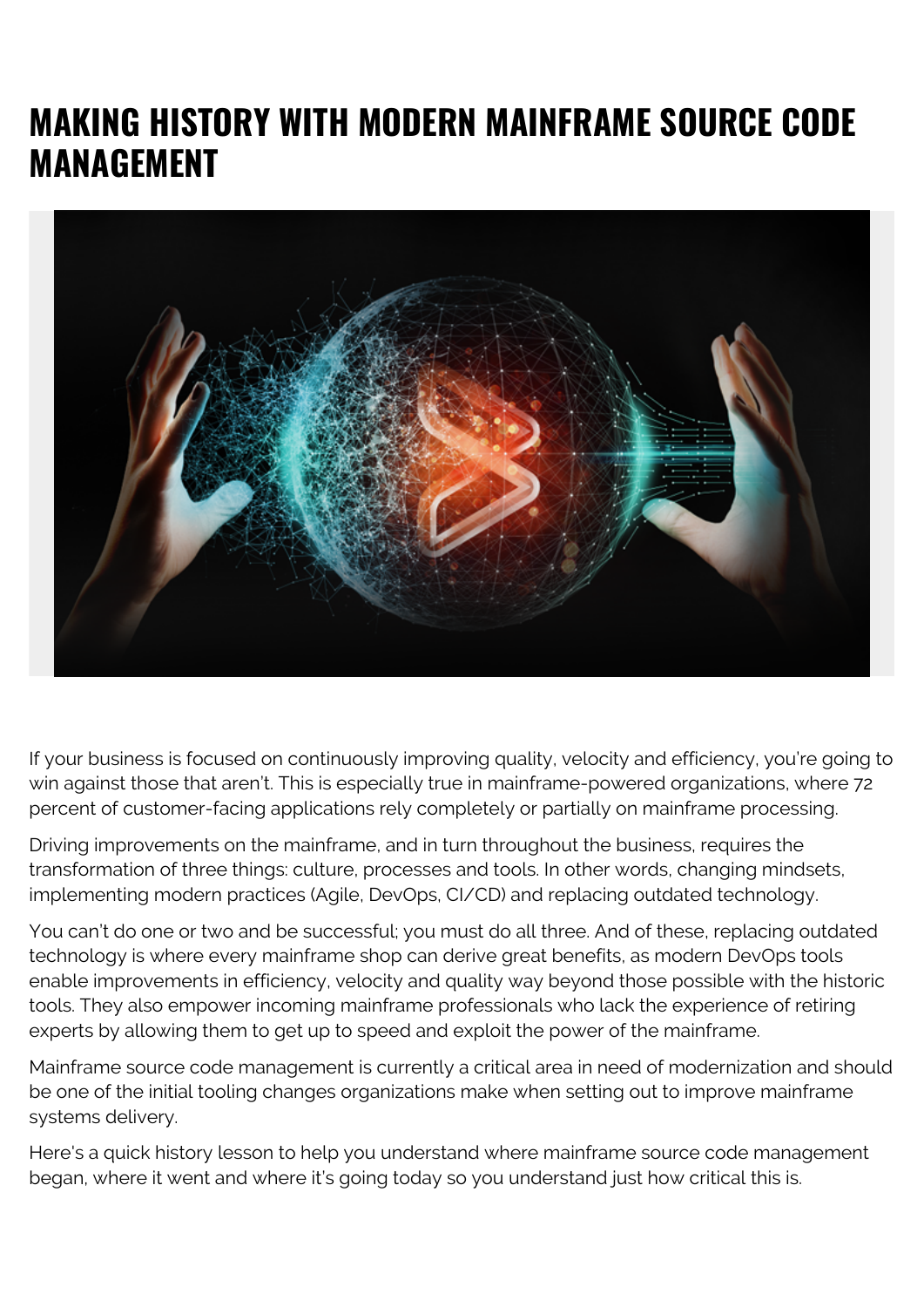# MAKING HISTORY WITH MODERN MAINFRAME SOURCE CODE MANAGEMENT

If your business is focused on continuously improving quality, velocity and efficiency, you're going to win against those that aren't. This is especially true in mainframe-powered organizations, where 72 percent of customer-facing applications rely completely or partially on mainframe processing.

Driving improvements on the mainframe, and in turn throughout the business, requires the transformation of three things: culture, processes and tools. In other words, changing mindsets, implementing modern practices (Agile, DevOps, CI/CD) and replacing outdated technology.

You can't do one or two and be successful; you must do all three. And of these, replacing outdated technology is where every mainframe shop can derive great benefits, as modern DevOps tools enable improvements in efficiency, velocity and quality way beyond those possible with the historic tools. They also empower incoming mainframe professionals who lack the experience of retiring experts by allowing them to get up to speed and exploit the power of the mainframe.

Mainframe source code management is currently a critical area in need of modernization and should be one of the initial tooling changes organizations make when setting out to improve mainframe systems delivery.

Here's a quick history lesson to help you understand where mainframe source code management began, where it went and where it's going today so you understand just how critical this is.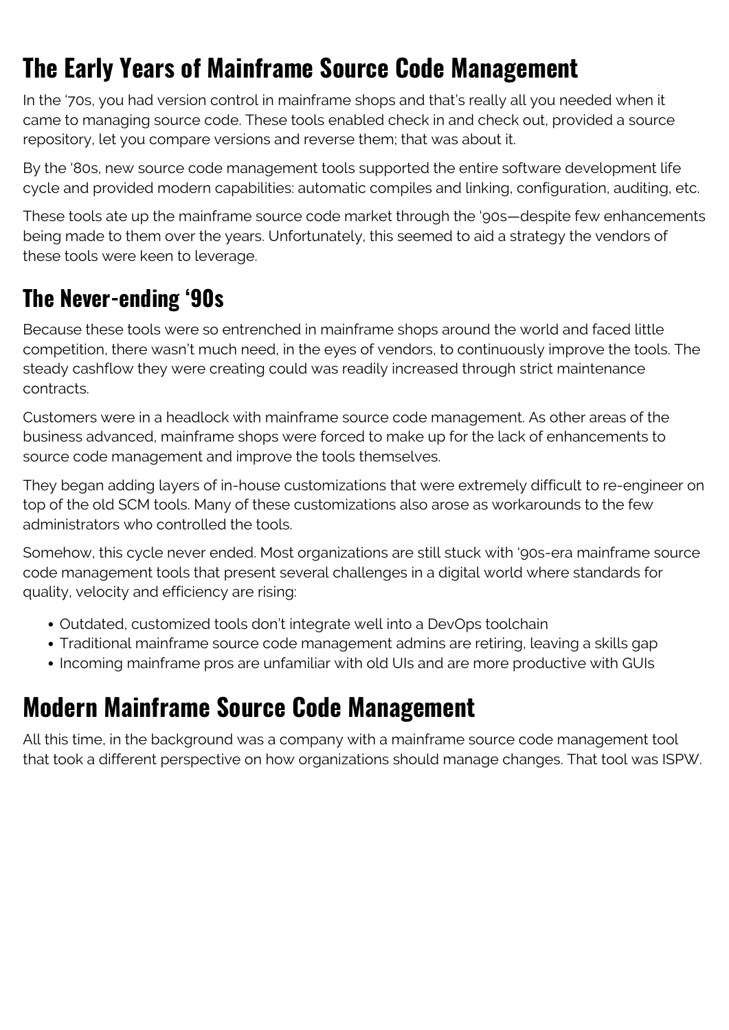# The Early Years of Mainframe Source Code Management

In the '70s, you had version control in mainframe shops and that's really all you needed when it came to managing source code. These tools enabled check in and check out, provided a source repository, let you compare versions and reverse them; that was about it.

By the '80s, new source code management tools supported the entire software development life cycle and provided modern capabilities: automatic compiles and linking, configuration, auditing, etc.

These tools ate up the mainframe source code market through the '90s—despite few enhancements being made to them over the years. Unfortunately, this seemed to aid a strategy the vendors of these tools were keen to leverage.

## The Never-ending '90s

Because these tools were so entrenched in mainframe shops around the world and faced little competition, there wasn't much need, in the eyes of vendors, to continuously improve the tools. The steady cashflow they were creating could was readily increased through strict maintenance contracts.

Customers were in a headlock with mainframe source code management. As other areas of the business advanced, mainframe shops were forced to make up for the lack of enhancements to source code management and improve the tools themselves.

They began adding layers of in-house customizations that were extremely difficult to re-engineer on top of the old SCM tools. Many of these customizations also arose as workarounds to the few administrators who controlled the tools.

Somehow, this cycle never ended. Most organizations are still stuck with '90s-era mainframe source code management tools that present several challenges in a digital world where standards for quality, velocity and efficiency are rising:

- Outdated, customized tools don't integrate well into a DevOps toolchain
- Traditional mainframe source code management admins are retiring, leaving a skills gap
- Incoming mainframe pros are unfamiliar with old UIs and are more productive with GUIs

# Modern Mainframe Source Code Management

All this time, in the background was a company with a mainframe source code management tool that took a different perspective on how organizations should manage changes. That tool was ISPW.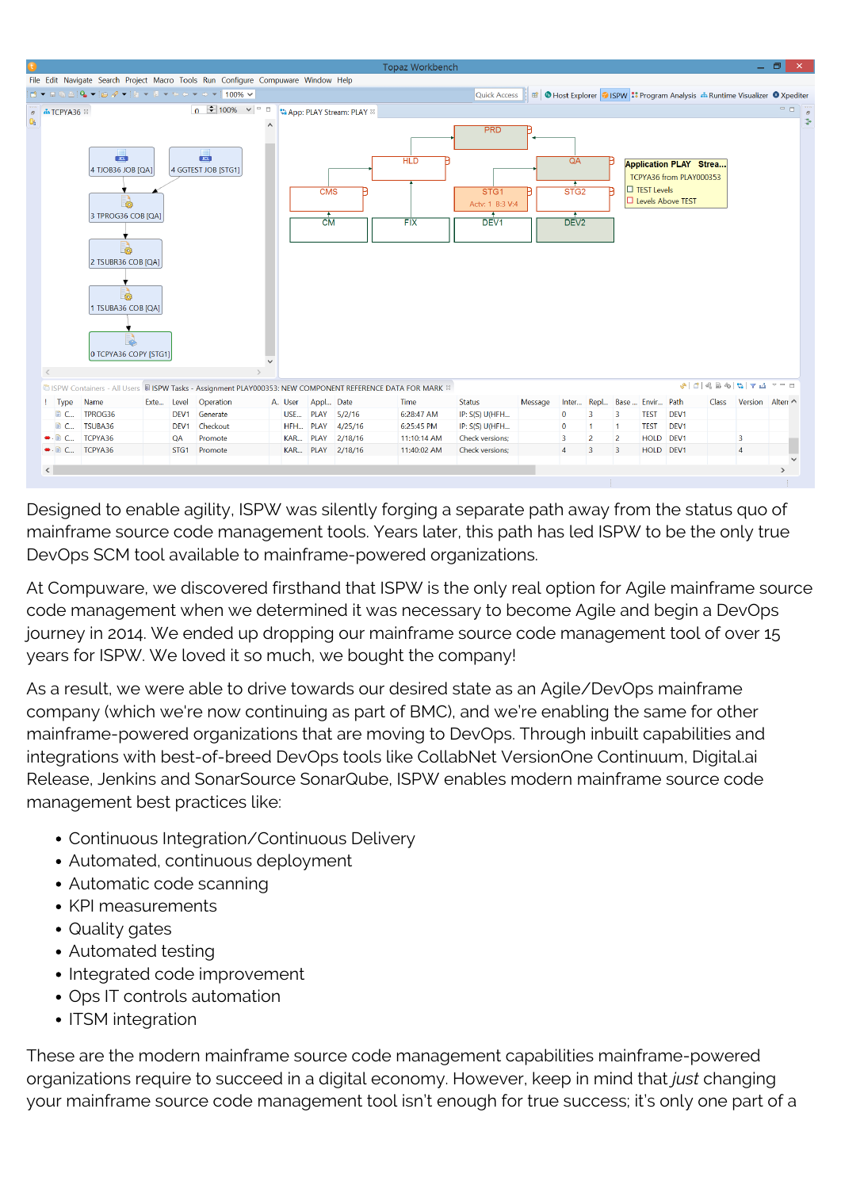Designed to enable agility, ISPW was silently forging a separate path away from the status quo of mainframe source code management tools. Years later, this path has led ISPW to be the only true DevOps SCM tool available to mainframe-powered organizations.

At Compuware, we discovered firsthand that ISPW is the only real option for Agile mainframe source code management when we determined it was necessary to become Agile and begin a DevOps journey in 2014. We ended up dropping our mainframe source code management tool of over 15 years for ISPW. We loved it so much, we bought the company!

As a result, we were able to drive towards our desired state as an Agile/DevOps mainframe company (which we're now continuing as part of BMC), and we're enabling the same for other mainframe-powered organizations that are moving to DevOps. Through inbuilt capabilities and integrations with best-of-breed DevOps tools like CollabNet VersionOne Continuum, Digital.ai Release, Jenkins and SonarSource SonarQube, ISPW enables modern mainframe source code management best practices like:

- Continuous Integration/Continuous Delivery
- Automated, continuous deployment
- Automatic code scanning
- KPI measurements
- Quality gates
- Automated testing
- Integrated code improvement
- Ops IT controls automation
- ITSM integration

These are the modern mainframe source code management capabilities mainframe-powered organizations require to succeed in a digital economy. However, keep in mind that *just* changing your mainframe source code management tool isn't enough for true success; it's only one part of a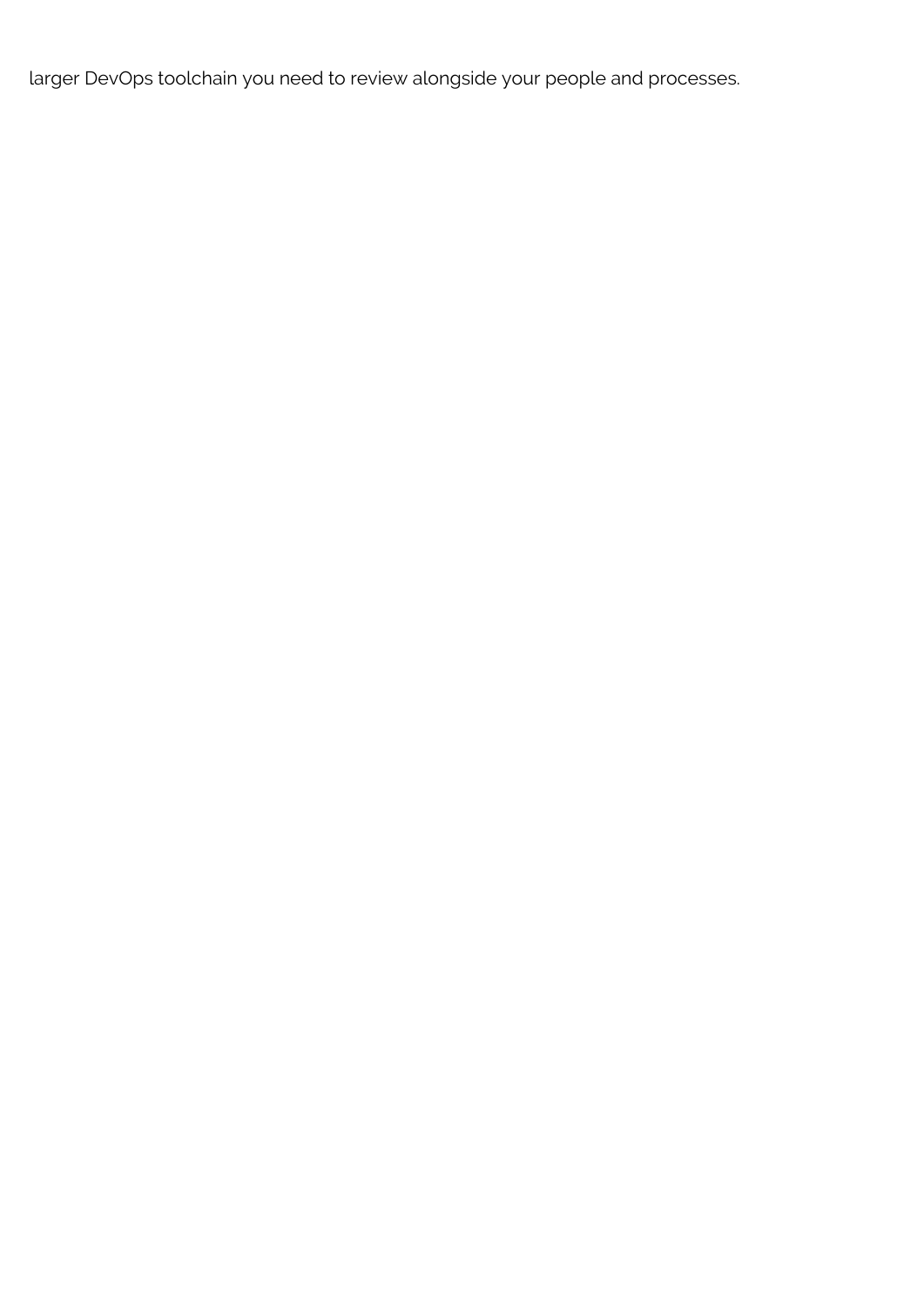larger DevOps toolchain you need to review alongside your people and processes.